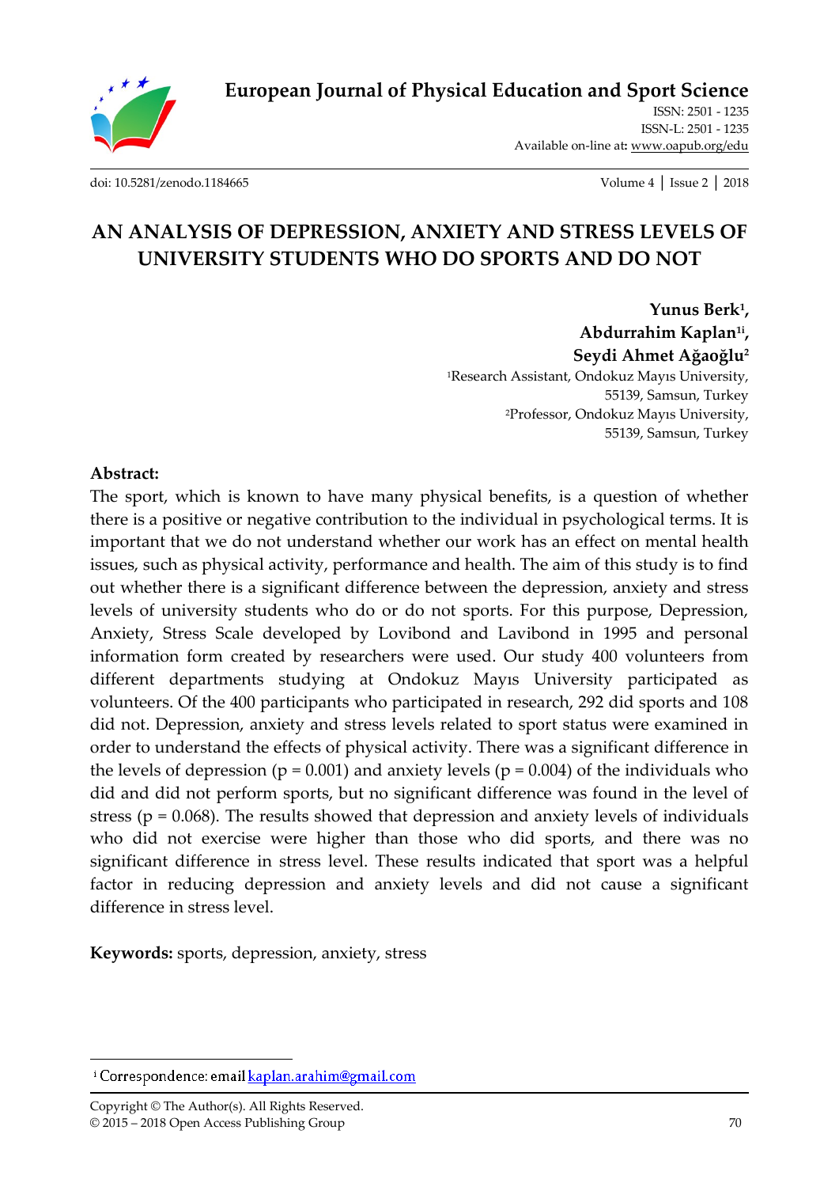# European Journal of Physical Education and Sport Science

ISSN: 2501 - 1235
ISSN-L: 2501 - 1235
Available on-line at: www.oapub.org/edu

doi: 10.5281/zenodo.1184665

# AN ANALYSIS OF DEPRESSION, ANXIETY AND STRESS LEVELS OF UNIVERSITY STUDENTS WHO DO SPORTS AND DO NOT

**Yunus Berk[1], Abdurrahim Kaplan[1i], Seydi Ahmet Ağaoğlu[2]**

[1]Research Assistant, Ondokuz Mayıs University, 55139, Samsun, Turkey

[2]Professor, Ondokuz Mayıs University, 55139, Samsun, Turkey

**Abstract:**

The sport, which is known to have many physical benefits, is a question of whether there is a positive or negative contribution to the individual in psychological terms. It is important that we do not understand whether our work has an effect on mental health issues, such as physical activity, performance and health. The aim of this study is to find out whether there is a significant difference between the depression, anxiety and stress levels of university students who do or do not sports. For this purpose, Depression, Anxiety, Stress Scale developed by Lovibond and Lavibond in 1995 and personal information form created by researchers were used. Our study 400 volunteers from different departments studying at Ondokuz Mayıs University participated as volunteers. Of the 400 participants who participated in research, 292 did sports and 108 did not. Depression, anxiety and stress levels related to sport status were examined in order to understand the effects of physical activity. There was a significant difference in the levels of depression ($p = 0.001$) and anxiety levels ($p = 0.004$) of the individuals who did and did not perform sports, but no significant difference was found in the level of stress ($p = 0.068$). The results showed that depression and anxiety levels of individuals who did not exercise were higher than those who did sports, and there was no significant difference in stress level. These results indicated that sport was a helpful factor in reducing depression and anxiety levels and did not cause a significant difference in stress level.

**Keywords:** sports, depression, anxiety, stress

[i] Correspondence: email kaplan.arahim@gmail.com

Copyright © The Author(s). All Rights Reserved.
© 2015 – 2018 Open Access Publishing Group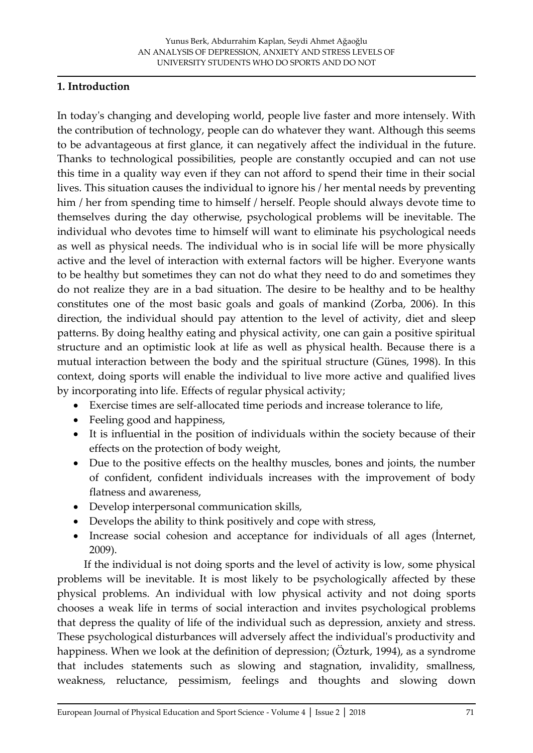## 1. Introduction

In today's changing and developing world, people live faster and more intensely. With the contribution of technology, people can do whatever they want. Although this seems to be advantageous at first glance, it can negatively affect the individual in the future. Thanks to technological possibilities, people are constantly occupied and can not use this time in a quality way even if they can not afford to spend their time in their social lives. This situation causes the individual to ignore his / her mental needs by preventing him / her from spending time to himself / herself. People should always devote time to themselves during the day otherwise, psychological problems will be inevitable. The individual who devotes time to himself will want to eliminate his psychological needs as well as physical needs. The individual who is in social life will be more physically active and the level of interaction with external factors will be higher. Everyone wants to be healthy but sometimes they can not do what they need to do and sometimes they do not realize they are in a bad situation. The desire to be healthy and to be healthy constitutes one of the most basic goals and goals of mankind (Zorba, 2006). In this direction, the individual should pay attention to the level of activity, diet and sleep patterns. By doing healthy eating and physical activity, one can gain a positive spiritual structure and an optimistic look at life as well as physical health. Because there is a mutual interaction between the body and the spiritual structure (Günes, 1998). In this context, doing sports will enable the individual to live more active and qualified lives by incorporating into life. Effects of regular physical activity;

- Exercise times are self-allocated time periods and increase tolerance to life,
- Feeling good and happiness,
- It is influential in the position of individuals within the society because of their effects on the protection of body weight,
- Due to the positive effects on the healthy muscles, bones and joints, the number of confident, confident individuals increases with the improvement of body flatness and awareness,
- Develop interpersonal communication skills,
- Develops the ability to think positively and cope with stress,
- Increase social cohesion and acceptance for individuals of all ages (İnternet, 2009).

If the individual is not doing sports and the level of activity is low, some physical problems will be inevitable. It is most likely to be psychologically affected by these physical problems. An individual with low physical activity and not doing sports chooses a weak life in terms of social interaction and invites psychological problems that depress the quality of life of the individual such as depression, anxiety and stress. These psychological disturbances will adversely affect the individual's productivity and happiness. When we look at the definition of depression; (Özturk, 1994), as a syndrome that includes statements such as slowing and stagnation, invalidity, smallness, weakness, reluctance, pessimism, feelings and thoughts and slowing down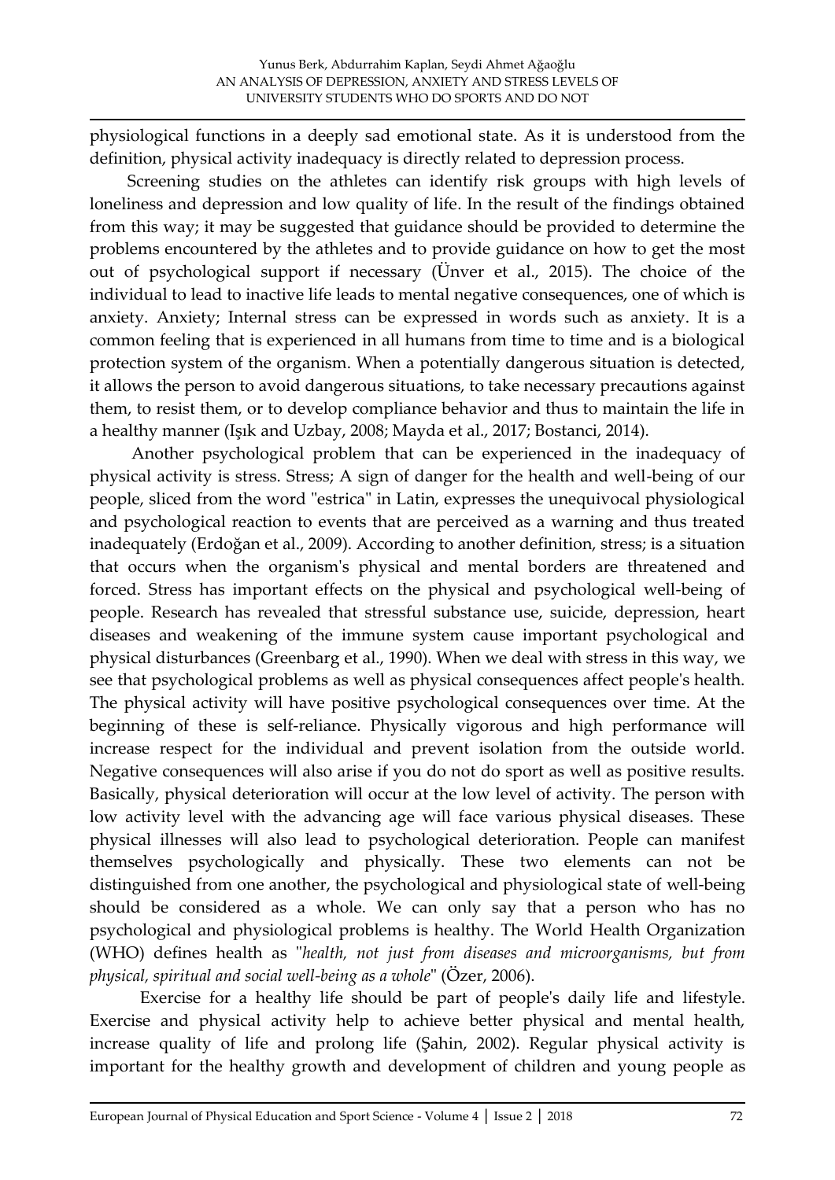physiological functions in a deeply sad emotional state. As it is understood from the definition, physical activity inadequacy is directly related to depression process.

Screening studies on the athletes can identify risk groups with high levels of loneliness and depression and low quality of life. In the result of the findings obtained from this way; it may be suggested that guidance should be provided to determine the problems encountered by the athletes and to provide guidance on how to get the most out of psychological support if necessary (Ünver et al., 2015). The choice of the individual to lead to inactive life leads to mental negative consequences, one of which is anxiety. Anxiety; Internal stress can be expressed in words such as anxiety. It is a common feeling that is experienced in all humans from time to time and is a biological protection system of the organism. When a potentially dangerous situation is detected, it allows the person to avoid dangerous situations, to take necessary precautions against them, to resist them, or to develop compliance behavior and thus to maintain the life in a healthy manner (Işık and Uzbay, 2008; Mayda et al., 2017; Bostanci, 2014).

Another psychological problem that can be experienced in the inadequacy of physical activity is stress. Stress; A sign of danger for the health and well-being of our people, sliced from the word "estrica" in Latin, expresses the unequivocal physiological and psychological reaction to events that are perceived as a warning and thus treated inadequately (Erdoğan et al., 2009). According to another definition, stress; is a situation that occurs when the organism's physical and mental borders are threatened and forced. Stress has important effects on the physical and psychological well-being of people. Research has revealed that stressful substance use, suicide, depression, heart diseases and weakening of the immune system cause important psychological and physical disturbances (Greenbarg et al., 1990). When we deal with stress in this way, we see that psychological problems as well as physical consequences affect people's health. The physical activity will have positive psychological consequences over time. At the beginning of these is self-reliance. Physically vigorous and high performance will increase respect for the individual and prevent isolation from the outside world. Negative consequences will also arise if you do not do sport as well as positive results. Basically, physical deterioration will occur at the low level of activity. The person with low activity level with the advancing age will face various physical diseases. These physical illnesses will also lead to psychological deterioration. People can manifest themselves psychologically and physically. These two elements can not be distinguished from one another, the psychological and physiological state of well-being should be considered as a whole. We can only say that a person who has no psychological and physiological problems is healthy. The World Health Organization (WHO) defines health as "*health, not just from diseases and microorganisms, but from physical, spiritual and social well-being as a whole*" (Özer, 2006).

Exercise for a healthy life should be part of people's daily life and lifestyle. Exercise and physical activity help to achieve better physical and mental health, increase quality of life and prolong life (Şahin, 2002). Regular physical activity is important for the healthy growth and development of children and young people as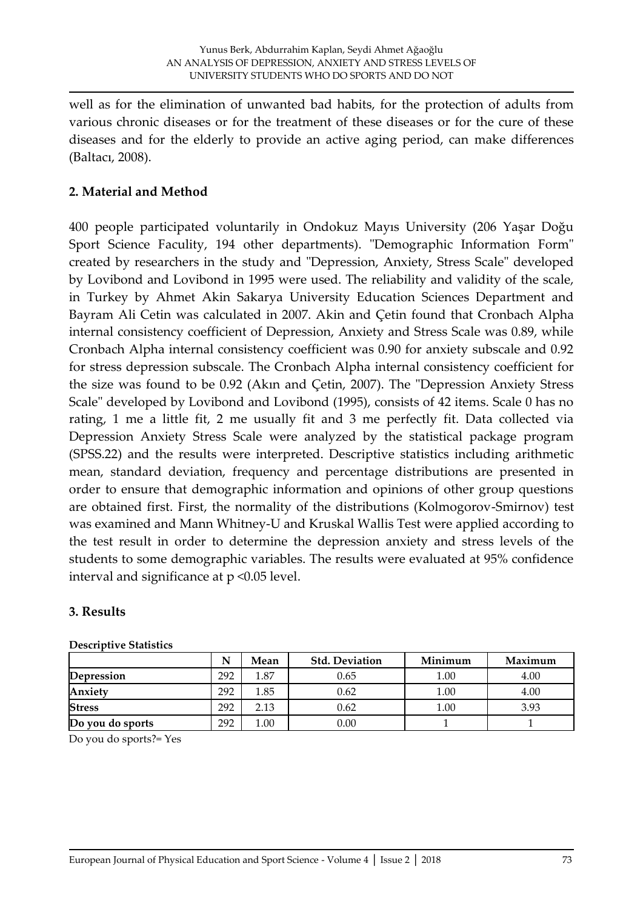well as for the elimination of unwanted bad habits, for the protection of adults from various chronic diseases or for the treatment of these diseases or for the cure of these diseases and for the elderly to provide an active aging period, can make differences (Baltacı, 2008).

## 2. Material and Method

400 people participated voluntarily in Ondokuz Mayıs University (206 Yaşar Doğu Sport Science Faculty, 194 other departments). "Demographic Information Form" created by researchers in the study and "Depression, Anxiety, Stress Scale" developed by Lovibond and Lovibond in 1995 were used. The reliability and validity of the scale, in Turkey by Ahmet Akin Sakarya University Education Sciences Department and Bayram Ali Cetin was calculated in 2007. Akin and Çetin found that Cronbach Alpha internal consistency coefficient of Depression, Anxiety and Stress Scale was 0.89, while Cronbach Alpha internal consistency coefficient was 0.90 for anxiety subscale and 0.92 for stress depression subscale. The Cronbach Alpha internal consistency coefficient for the size was found to be 0.92 (Akın and Çetin, 2007). The "Depression Anxiety Stress Scale" developed by Lovibond and Lovibond (1995), consists of 42 items. Scale 0 has no rating, 1 me a little fit, 2 me usually fit and 3 me perfectly fit. Data collected via Depression Anxiety Stress Scale were analyzed by the statistical package program (SPSS.22) and the results were interpreted. Descriptive statistics including arithmetic mean, standard deviation, frequency and percentage distributions are presented in order to ensure that demographic information and opinions of other group questions are obtained first. First, the normality of the distributions (Kolmogorov-Smirnov) test was examined and Mann Whitney-U and Kruskal Wallis Test were applied according to the test result in order to determine the depression anxiety and stress levels of the students to some demographic variables. The results were evaluated at 95% confidence interval and significance at $p < 0.05$ level.

## 3. Results

**Descriptive Statistics**

| | N | Mean | Std. Deviation | Minimum | Maximum |
|---|---|---|---|---|---|
| **Depression** | 292 | 1.87 | 0.65 | 1.00 | 4.00 |
| **Anxiety** | 292 | 1.85 | 0.62 | 1.00 | 4.00 |
| **Stress** | 292 | 2.13 | 0.62 | 1.00 | 3.93 |
| **Do you do sports** | 292 | 1.00 | 0.00 | 1 | 1 |

Do you do sports?= Yes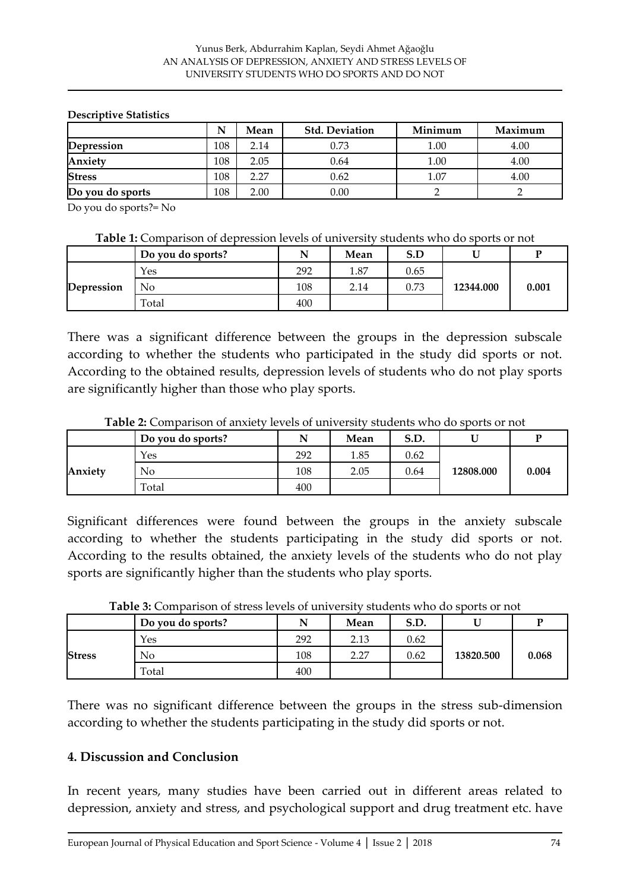**Descriptive Statistics**

| | N | Mean | Std. Deviation | Minimum | Maximum |
|---|---|---|---|---|---|
| **Depression** | 108 | 2.14 | 0.73 | 1.00 | 4.00 |
| **Anxiety** | 108 | 2.05 | 0.64 | 1.00 | 4.00 |
| **Stress** | 108 | 2.27 | 0.62 | 1.07 | 4.00 |
| **Do you do sports** | 108 | 2.00 | 0.00 | 2 | 2 |

Do you do sports?= No

**Table 1:** Comparison of depression levels of university students who do sports or not

| | Do you do sports? | N | Mean | S.D | U | P |
|---|---|---|---|---|---|---|
| **Depression** | Yes | 292 | 1.87 | 0.65 | **12344.000** | **0.001** |
| | No | 108 | 2.14 | 0.73 | | |
| | Total | 400 | | | | |

There was a significant difference between the groups in the depression subscale according to whether the students who participated in the study did sports or not. According to the obtained results, depression levels of students who do not play sports are significantly higher than those who play sports.

**Table 2:** Comparison of anxiety levels of university students who do sports or not

| | Do you do sports? | N | Mean | S.D. | U | P |
|---|---|---|---|---|---|---|
| **Anxiety** | Yes | 292 | 1.85 | 0.62 | **12808.000** | **0.004** |
| | No | 108 | 2.05 | 0.64 | | |
| | Total | 400 | | | | |

Significant differences were found between the groups in the anxiety subscale according to whether the students participating in the study did sports or not. According to the results obtained, the anxiety levels of the students who do not play sports are significantly higher than the students who play sports.

**Table 3:** Comparison of stress levels of university students who do sports or not

| | Do you do sports? | N | Mean | S.D. | U | P |
|---|---|---|---|---|---|---|
| **Stress** | Yes | 292 | 2.13 | 0.62 | **13820.500** | **0.068** |
| | No | 108 | 2.27 | 0.62 | | |
| | Total | 400 | | | | |

There was no significant difference between the groups in the stress sub-dimension according to whether the students participating in the study did sports or not.

## 4. Discussion and Conclusion

In recent years, many studies have been carried out in different areas related to depression, anxiety and stress, and psychological support and drug treatment etc. have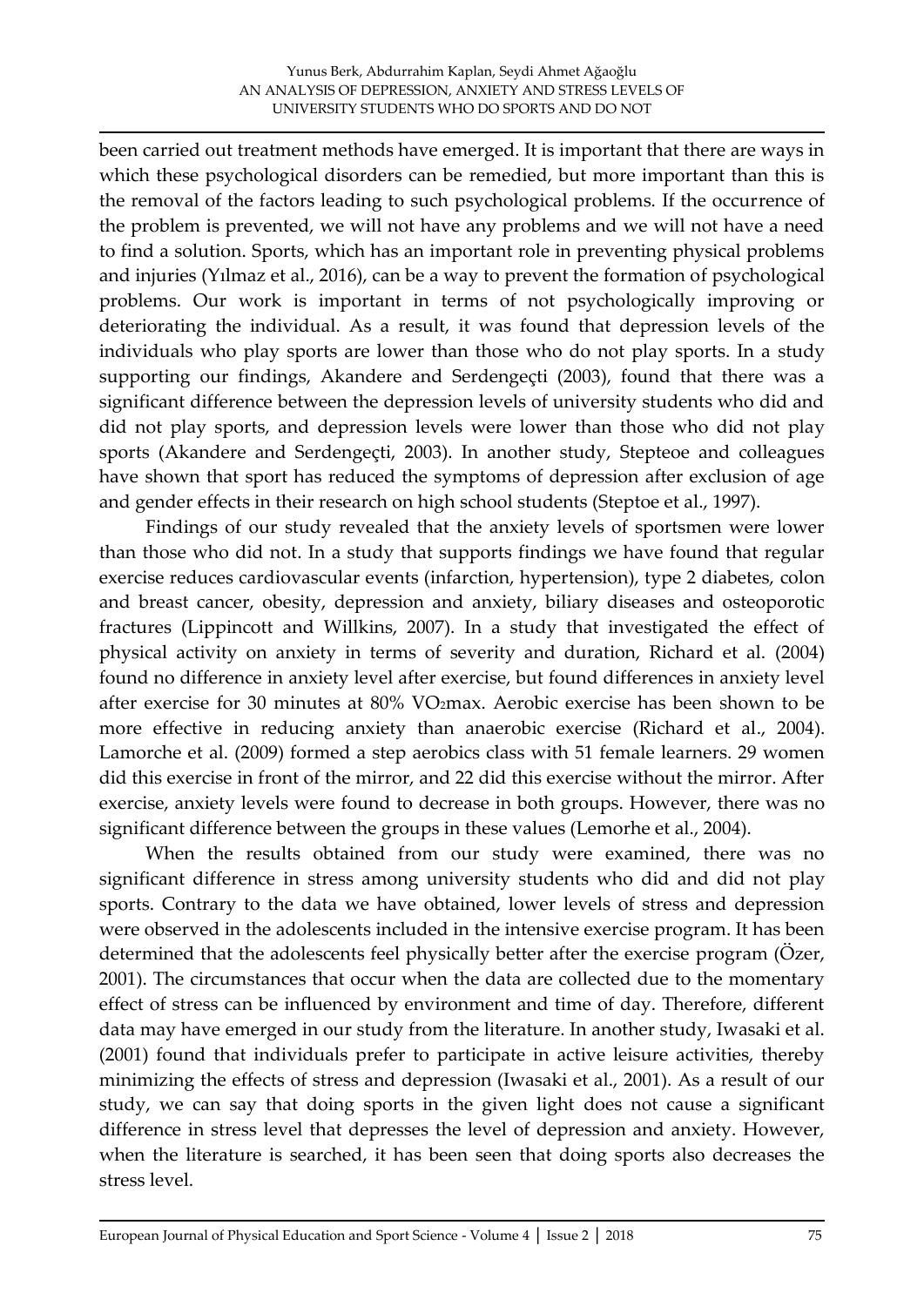been carried out treatment methods have emerged. It is important that there are ways in which these psychological disorders can be remedied, but more important than this is the removal of the factors leading to such psychological problems. If the occurrence of the problem is prevented, we will not have any problems and we will not have a need to find a solution. Sports, which has an important role in preventing physical problems and injuries (Yılmaz et al., 2016), can be a way to prevent the formation of psychological problems. Our work is important in terms of not psychologically improving or deteriorating the individual. As a result, it was found that depression levels of the individuals who play sports are lower than those who do not play sports. In a study supporting our findings, Akandere and Serdengeçti (2003), found that there was a significant difference between the depression levels of university students who did and did not play sports, and depression levels were lower than those who did not play sports (Akandere and Serdengeçti, 2003). In another study, Stepteoe and colleagues have shown that sport has reduced the symptoms of depression after exclusion of age and gender effects in their research on high school students (Steptoe et al., 1997).

Findings of our study revealed that the anxiety levels of sportsmen were lower than those who did not. In a study that supports findings we have found that regular exercise reduces cardiovascular events (infarction, hypertension), type 2 diabetes, colon and breast cancer, obesity, depression and anxiety, biliary diseases and osteoporotic fractures (Lippincott and Willkins, 2007). In a study that investigated the effect of physical activity on anxiety in terms of severity and duration, Richard et al. (2004) found no difference in anxiety level after exercise, but found differences in anxiety level after exercise for 30 minutes at 80% $VO_2$max. Aerobic exercise has been shown to be more effective in reducing anxiety than anaerobic exercise (Richard et al., 2004). Lamorche et al. (2009) formed a step aerobics class with 51 female learners. 29 women did this exercise in front of the mirror, and 22 did this exercise without the mirror. After exercise, anxiety levels were found to decrease in both groups. However, there was no significant difference between the groups in these values (Lemorhe et al., 2004).

When the results obtained from our study were examined, there was no significant difference in stress among university students who did and did not play sports. Contrary to the data we have obtained, lower levels of stress and depression were observed in the adolescents included in the intensive exercise program. It has been determined that the adolescents feel physically better after the exercise program (Özer, 2001). The circumstances that occur when the data are collected due to the momentary effect of stress can be influenced by environment and time of day. Therefore, different data may have emerged in our study from the literature. In another study, Iwasaki et al. (2001) found that individuals prefer to participate in active leisure activities, thereby minimizing the effects of stress and depression (Iwasaki et al., 2001). As a result of our study, we can say that doing sports in the given light does not cause a significant difference in stress level that depresses the level of depression and anxiety. However, when the literature is searched, it has been seen that doing sports also decreases the stress level.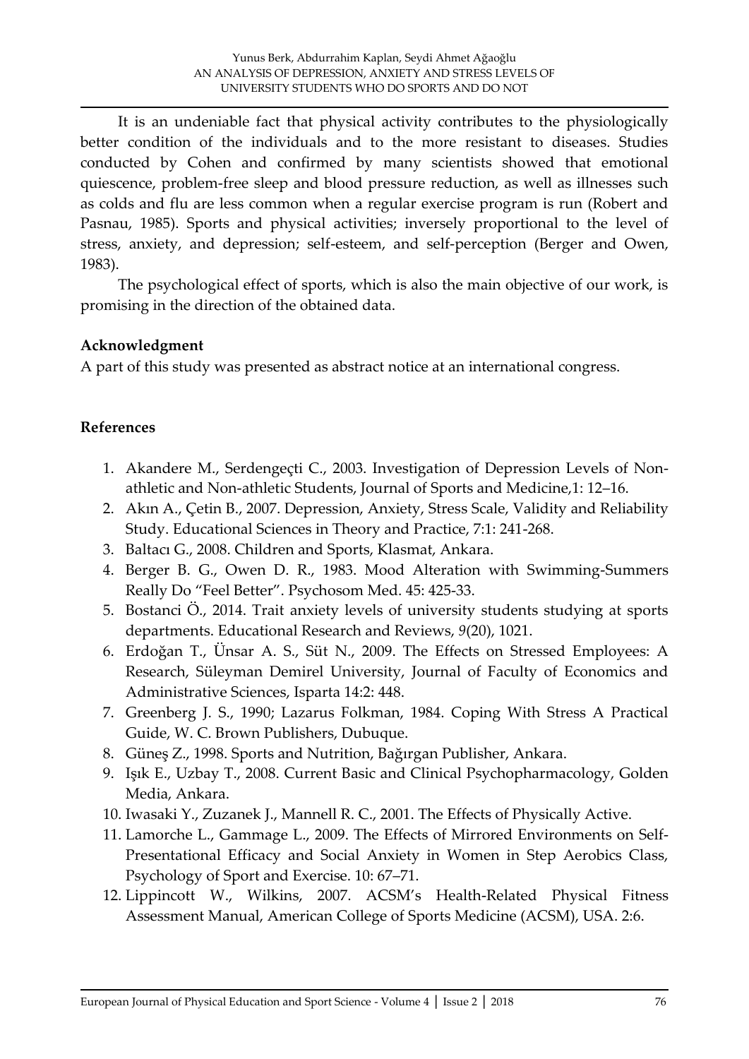It is an undeniable fact that physical activity contributes to the physiologically better condition of the individuals and to the more resistant to diseases. Studies conducted by Cohen and confirmed by many scientists showed that emotional quiescence, problem-free sleep and blood pressure reduction, as well as illnesses such as colds and flu are less common when a regular exercise program is run (Robert and Pasnau, 1985). Sports and physical activities; inversely proportional to the level of stress, anxiety, and depression; self-esteem, and self-perception (Berger and Owen, 1983).

The psychological effect of sports, which is also the main objective of our work, is promising in the direction of the obtained data.

**Acknowledgment**

A part of this study was presented as abstract notice at an international congress.

**References**

1. Akandere M., Serdengeçti C., 2003. Investigation of Depression Levels of Non-athletic and Non-athletic Students, Journal of Sports and Medicine,1: 12–16.
2. Akın A., Çetin B., 2007. Depression, Anxiety, Stress Scale, Validity and Reliability Study. Educational Sciences in Theory and Practice, 7:1: 241-268.
3. Baltacı G., 2008. Children and Sports, Klasmat, Ankara.
4. Berger B. G., Owen D. R., 1983. Mood Alteration with Swimming-Summers Really Do "Feel Better". Psychosom Med. 45: 425-33.
5. Bostanci Ö., 2014. Trait anxiety levels of university students studying at sports departments. Educational Research and Reviews, *9*(20), 1021.
6. Erdoğan T., Ünsar A. S., Süt N., 2009. The Effects on Stressed Employees: A Research, Süleyman Demirel University, Journal of Faculty of Economics and Administrative Sciences, Isparta 14:2: 448.
7. Greenberg J. S., 1990; Lazarus Folkman, 1984. Coping With Stress A Practical Guide, W. C. Brown Publishers, Dubuque.
8. Güneş Z., 1998. Sports and Nutrition, Bağırgan Publisher, Ankara.
9. Işık E., Uzbay T., 2008. Current Basic and Clinical Psychopharmacology, Golden Media, Ankara.
10. Iwasaki Y., Zuzanek J., Mannell R. C., 2001. The Effects of Physically Active.
11. Lamorche L., Gammage L., 2009. The Effects of Mirrored Environments on Self-Presentational Efficacy and Social Anxiety in Women in Step Aerobics Class, Psychology of Sport and Exercise. 10: 67–71.
12. Lippincott W., Wilkins, 2007. ACSM's Health-Related Physical Fitness Assessment Manual, American College of Sports Medicine (ACSM), USA. 2:6.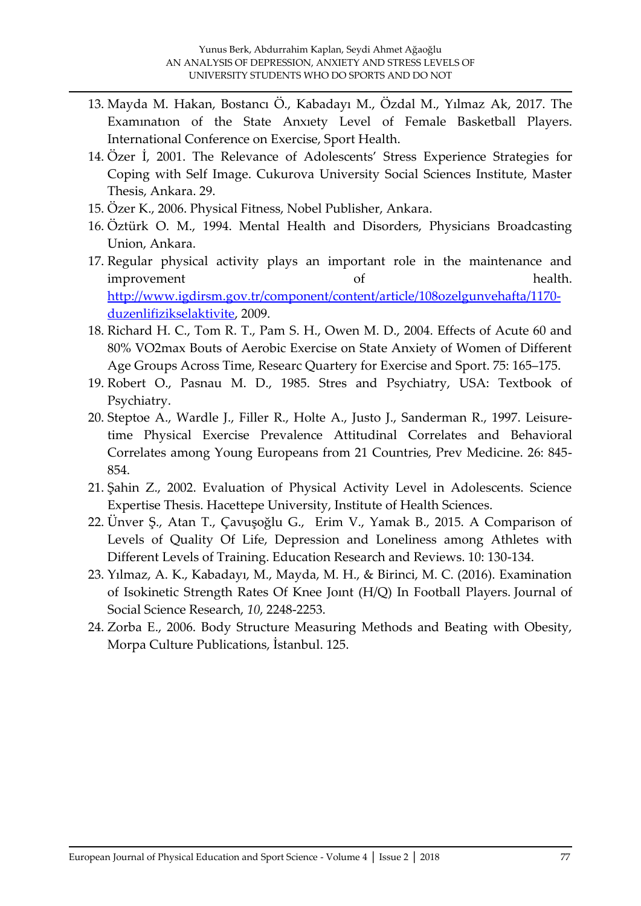13. Mayda M. Hakan, Bostancı Ö., Kabadayı M., Özdal M., Yılmaz Ak, 2017. The Examınatıon of the State Anxıety Level of Female Basketball Players. International Conference on Exercise, Sport Health.
14. Özer İ, 2001. The Relevance of Adolescents' Stress Experience Strategies for Coping with Self Image. Cukurova University Social Sciences Institute, Master Thesis, Ankara. 29.
15. Özer K., 2006. Physical Fitness, Nobel Publisher, Ankara.
16. Öztürk O. M., 1994. Mental Health and Disorders, Physicians Broadcasting Union, Ankara.
17. Regular physical activity plays an important role in the maintenance and improvement of health. [http://www.igdirsm.gov.tr/component/content/article/108ozelgunvehafta/1170-duzenlifiziksela ktivite](http://www.igdirsm.gov.tr/component/content/article/108ozelgunvehafta/1170-duzenlifizikselaktivite), 2009.
18. Richard H. C., Tom R. T., Pam S. H., Owen M. D., 2004. Effects of Acute 60 and 80% VO2max Bouts of Aerobic Exercise on State Anxiety of Women of Different Age Groups Across Time, Researc Quartery for Exercise and Sport. 75: 165–175.
19. Robert O., Pasnau M. D., 1985. Stres and Psychiatry, USA: Textbook of Psychiatry.
20. Steptoe A., Wardle J., Filler R., Holte A., Justo J., Sanderman R., 1997. Leisure-time Physical Exercise Prevalence Attitudinal Correlates and Behavioral Correlates among Young Europeans from 21 Countries, Prev Medicine. 26: 845-854.
21. Şahin Z., 2002. Evaluation of Physical Activity Level in Adolescents. Science Expertise Thesis. Hacettepe University, Institute of Health Sciences.
22. Ünver Ş., Atan T., Çavuşoğlu G., Erim V., Yamak B., 2015. A Comparison of Levels of Quality Of Life, Depression and Loneliness among Athletes with Different Levels of Training. Education Research and Reviews. 10: 130-134.
23. Yılmaz, A. K., Kabadayı, M., Mayda, M. H., & Birinci, M. C. (2016). Examination of Isokinetic Strength Rates Of Knee Joınt (H/Q) In Football Players. Journal of Social Science Research, *10*, 2248-2253.
24. Zorba E., 2006. Body Structure Measuring Methods and Beating with Obesity, Morpa Culture Publications, İstanbul. 125.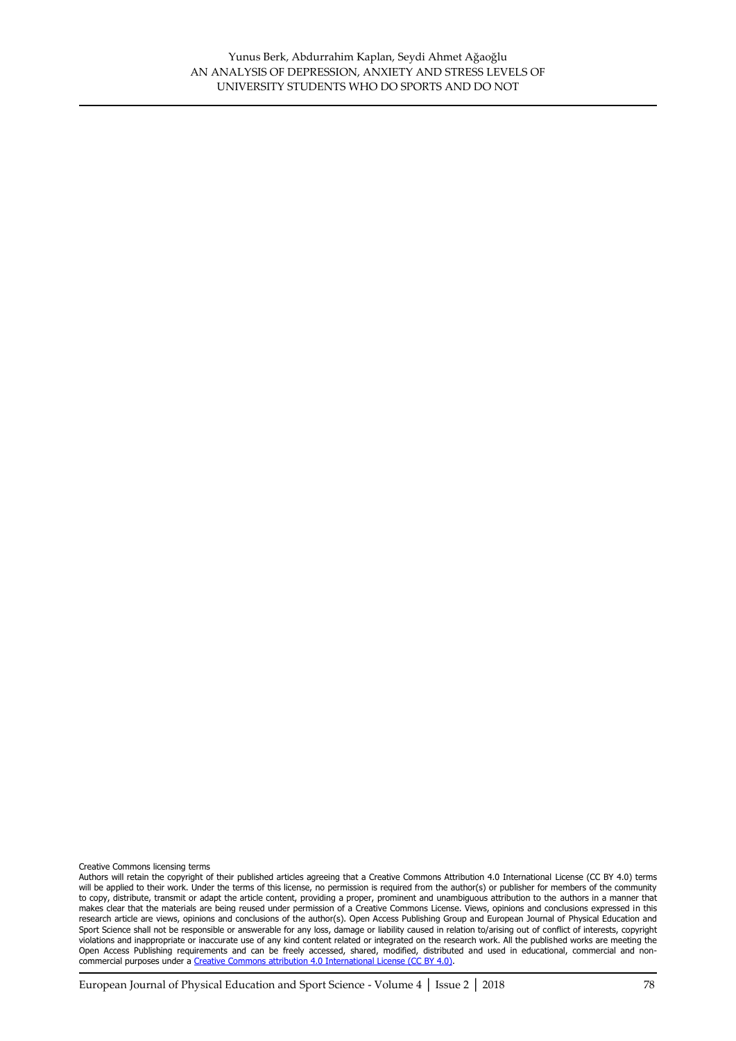Creative Commons licensing terms

Authors will retain the copyright of their published articles agreeing that a Creative Commons Attribution 4.0 International License (CC BY 4.0) terms will be applied to their work. Under the terms of this license, no permission is required from the author(s) or publisher for members of the community to copy, distribute, transmit or adapt the article content, providing a proper, prominent and unambiguous attribution to the authors in a manner that makes clear that the materials are being reused under permission of a Creative Commons License. Views, opinions and conclusions expressed in this research article are views, opinions and conclusions of the author(s). Open Access Publishing Group and European Journal of Physical Education and Sport Science shall not be responsible or answerable for any loss, damage or liability caused in relation to/arising out of conflict of interests, copyright violations and inappropriate or inaccurate use of any kind content related or integrated on the research work. All the published works are meeting the Open Access Publishing requirements and can be freely accessed, shared, modified, distributed and used in educational, commercial and non-commercial purposes under a Creative Commons attribution 4.0 International License (CC BY 4.0).